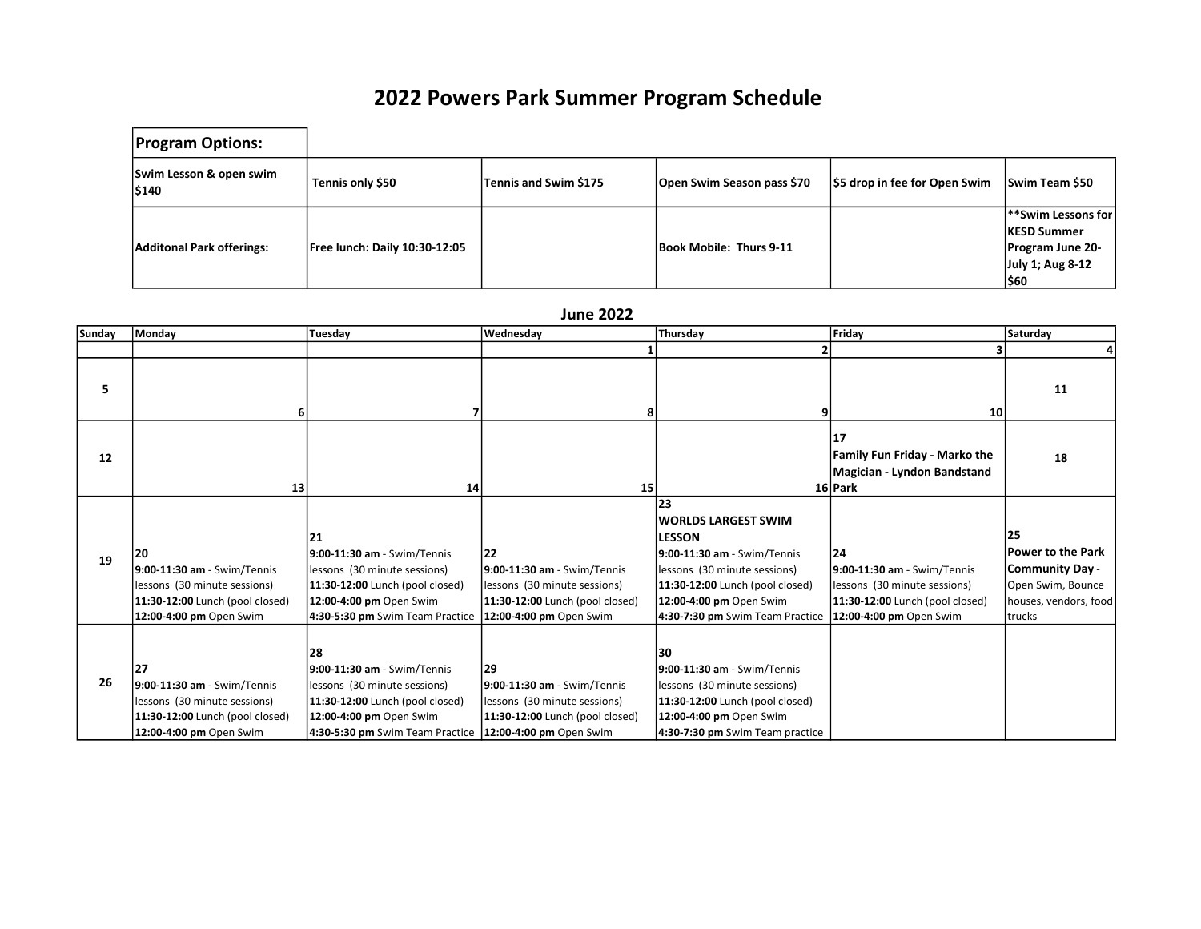# 2022 Powers Park Summer Program Schedule

| Program Options: | | | | | |
|---|---|---|---|---|---|
| Swim Lesson & open swim $140 | Tennis only $50 | Tennis and Swim $175 | Open Swim Season pass $70 | $5 drop in fee for Open Swim | Swim Team $50 |
| Additonal Park offerings: | Free lunch: Daily 10:30-12:05 | | Book Mobile: Thurs 9-11 | | **Swim Lessons for KESD Summer Program June 20-July 1; Aug 8-12 $60 |

## June 2022

| Sunday | Monday | Tuesday | Wednesday | Thursday | Friday | Saturday |
|---|---|---|---|---|---|---|
| | | | 1 | 2 | 3 | 4 |
| 5 | 6 | 7 | 8 | 9 | 10 | 11 |
| 12 | 13 | 14 | 15 | 16 | **17** **Family Fun Friday - Marko the Magician - Lyndon Bandstand Park** | 18 |
| 19 | **20** **9:00-11:30 am** - Swim/Tennis lessons (30 minute sessions) **11:30-12:00** Lunch (pool closed) **12:00-4:00 pm** Open Swim | **21** **9:00-11:30 am** - Swim/Tennis lessons (30 minute sessions) **11:30-12:00** Lunch (pool closed) **12:00-4:00 pm** Open Swim **4:30-5:30 pm** Swim Team Practice | **22** **9:00-11:30 am** - Swim/Tennis lessons (30 minute sessions) **11:30-12:00** Lunch (pool closed) **12:00-4:00 pm** Open Swim | **23** **WORLDS LARGEST SWIM LESSON** **9:00-11:30 am** - Swim/Tennis lessons (30 minute sessions) **11:30-12:00** Lunch (pool closed) **12:00-4:00 pm** Open Swim **4:30-7:30 pm** Swim Team Practice | **24** **9:00-11:30 am** - Swim/Tennis lessons (30 minute sessions) **11:30-12:00** Lunch (pool closed) **12:00-4:00 pm** Open Swim | **25** **Power to the Park Community Day** - Open Swim, Bounce houses, vendors, food trucks |
| 26 | **27** **9:00-11:30 am** - Swim/Tennis lessons (30 minute sessions) **11:30-12:00** Lunch (pool closed) **12:00-4:00 pm** Open Swim | **28** **9:00-11:30 am** - Swim/Tennis lessons (30 minute sessions) **11:30-12:00** Lunch (pool closed) **12:00-4:00 pm** Open Swim **4:30-5:30 pm** Swim Team Practice | **29** **9:00-11:30 am** - Swim/Tennis lessons (30 minute sessions) **11:30-12:00** Lunch (pool closed) **12:00-4:00 pm** Open Swim | **30** **9:00-11:30 am** - Swim/Tennis lessons (30 minute sessions) **11:30-12:00** Lunch (pool closed) **12:00-4:00 pm** Open Swim **4:30-7:30 pm** Swim Team practice | | |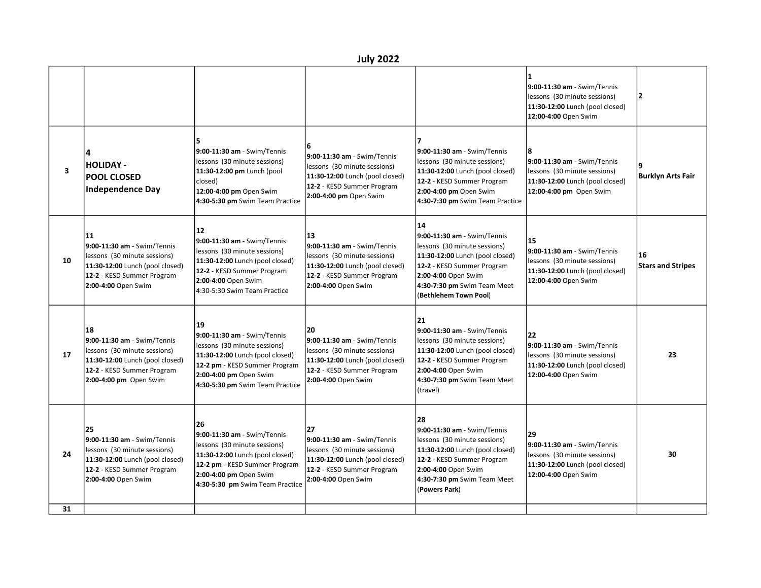# July 2022

| | | | | | | |
|---|---|---|---|---|---|---|
| | | | | | 1<br>**9:00-11:30 am** - Swim/Tennis lessons (30 minute sessions)<br>**11:30-12:00** Lunch (pool closed)<br>**12:00-4:00** Open Swim | **2** |
| **3** | **4**<br>**HOLIDAY -**<br>**POOL CLOSED**<br>**Independence Day** | **5**<br>**9:00-11:30 am** - Swim/Tennis lessons (30 minute sessions)<br>**11:30-12:00 pm** Lunch (pool closed)<br>**12:00-4:00 pm** Open Swim<br>**4:30-5:30 pm** Swim Team Practice | **6**<br>**9:00-11:30 am** - Swim/Tennis lessons (30 minute sessions)<br>**11:30-12:00** Lunch (pool closed)<br>**12-2** - KESD Summer Program<br>**2:00-4:00 pm** Open Swim | **7**<br>**9:00-11:30 am** - Swim/Tennis lessons (30 minute sessions)<br>**11:30-12:00** Lunch (pool closed)<br>**12-2** - KESD Summer Program<br>**2:00-4:00 pm** Open Swim<br>**4:30-7:30 pm** Swim Team Practice | **8**<br>**9:00-11:30 am** - Swim/Tennis lessons (30 minute sessions)<br>**11:30-12:00** Lunch (pool closed)<br>**12:00-4:00 pm** Open Swim | **9**<br>**Burklyn Arts Fair** |
| **10** | **11**<br>**9:00-11:30 am** - Swim/Tennis lessons (30 minute sessions)<br>**11:30-12:00** Lunch (pool closed)<br>**12-2** - KESD Summer Program<br>**2:00-4:00** Open Swim | **12**<br>**9:00-11:30 am** - Swim/Tennis lessons (30 minute sessions)<br>**11:30-12:00** Lunch (pool closed)<br>**12-2** - KESD Summer Program<br>**2:00-4:00** Open Swim<br>4:30-5:30 Swim Team Practice | **13**<br>**9:00-11:30 am** - Swim/Tennis lessons (30 minute sessions)<br>**11:30-12:00** Lunch (pool closed)<br>**12-2** - KESD Summer Program<br>**2:00-4:00** Open Swim | **14**<br>**9:00-11:30 am** - Swim/Tennis lessons (30 minute sessions)<br>**11:30-12:00** Lunch (pool closed)<br>**12-2** - KESD Summer Program<br>**2:00-4:00** Open Swim<br>**4:30-7:30 pm** Swim Team Meet (**Bethlehem Town Pool**) | **15**<br>**9:00-11:30 am** - Swim/Tennis lessons (30 minute sessions)<br>**11:30-12:00** Lunch (pool closed)<br>**12:00-4:00** Open Swim | **16**<br>**Stars and Stripes** |
| **17** | **18**<br>**9:00-11:30 am** - Swim/Tennis lessons (30 minute sessions)<br>**11:30-12:00** Lunch (pool closed)<br>**12-2** - KESD Summer Program<br>**2:00-4:00 pm** Open Swim | **19**<br>**9:00-11:30 am** - Swim/Tennis lessons (30 minute sessions)<br>**11:30-12:00** Lunch (pool closed)<br>**12-2 pm** - KESD Summer Program<br>**2:00-4:00 pm** Open Swim<br>**4:30-5:30 pm** Swim Team Practice | **20**<br>**9:00-11:30 am** - Swim/Tennis lessons (30 minute sessions)<br>**11:30-12:00** Lunch (pool closed)<br>**12-2** - KESD Summer Program<br>**2:00-4:00** Open Swim | **21**<br>**9:00-11:30 am** - Swim/Tennis lessons (30 minute sessions)<br>**11:30-12:00** Lunch (pool closed)<br>**12-2** - KESD Summer Program<br>**2:00-4:00** Open Swim<br>**4:30-7:30 pm** Swim Team Meet (travel) | **22**<br>**9:00-11:30 am** - Swim/Tennis lessons (30 minute sessions)<br>**11:30-12:00** Lunch (pool closed)<br>**12:00-4:00** Open Swim | **23** |
| **24** | **25**<br>**9:00-11:30 am** - Swim/Tennis lessons (30 minute sessions)<br>**11:30-12:00** Lunch (pool closed)<br>**12-2** - KESD Summer Program<br>**2:00-4:00** Open Swim | **26**<br>**9:00-11:30 am** - Swim/Tennis lessons (30 minute sessions)<br>**11:30-12:00** Lunch (pool closed)<br>**12-2 pm** - KESD Summer Program<br>**2:00-4:00 pm** Open Swim<br>**4:30-5:30 pm** Swim Team Practice | **27**<br>**9:00-11:30 am** - Swim/Tennis lessons (30 minute sessions)<br>**11:30-12:00** Lunch (pool closed)<br>**12-2** - KESD Summer Program<br>**2:00-4:00** Open Swim | **28**<br>**9:00-11:30 am** - Swim/Tennis lessons (30 minute sessions)<br>**11:30-12:00** Lunch (pool closed)<br>**12-2** - KESD Summer Program<br>**2:00-4:00** Open Swim<br>**4:30-7:30 pm** Swim Team Meet (**Powers Park**) | **29**<br>**9:00-11:30 am** - Swim/Tennis lessons (30 minute sessions)<br>**11:30-12:00** Lunch (pool closed)<br>**12:00-4:00** Open Swim | **30** |
| **31** | | | | | | |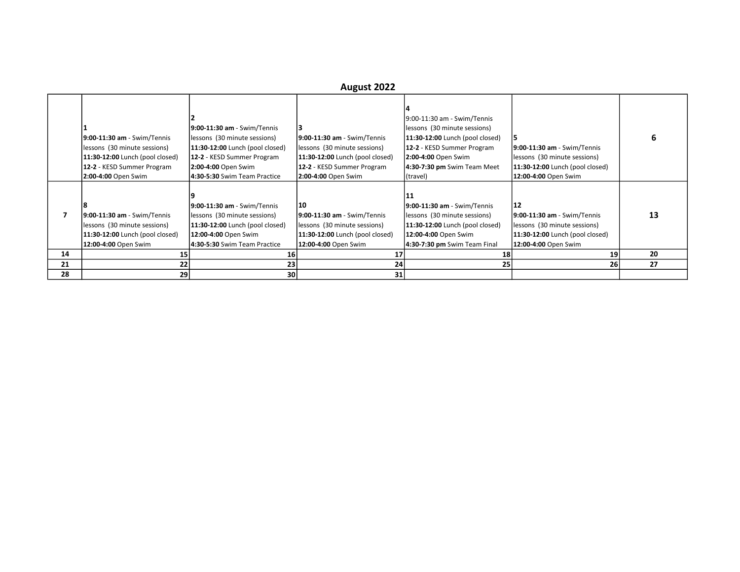# August 2022

| | | | | | | |
|---|---|---|---|---|---|---|
| | **1** **9:00-11:30 am** - Swim/Tennis lessons (30 minute sessions) **11:30-12:00** Lunch (pool closed) **12-2** - KESD Summer Program **2:00-4:00** Open Swim | **2** **9:00-11:30 am** - Swim/Tennis lessons (30 minute sessions) **11:30-12:00** Lunch (pool closed) **12-2** - KESD Summer Program **2:00-4:00** Open Swim **4:30-5:30** Swim Team Practice | **3** **9:00-11:30 am** - Swim/Tennis lessons (30 minute sessions) **11:30-12:00** Lunch (pool closed) **12-2** - KESD Summer Program **2:00-4:00** Open Swim | **4** 9:00-11:30 am - Swim/Tennis lessons (30 minute sessions) **11:30-12:00** Lunch (pool closed) **12-2** - KESD Summer Program **2:00-4:00** Open Swim **4:30-7:30 pm** Swim Team Meet (travel) | **5** **9:00-11:30 am** - Swim/Tennis lessons (30 minute sessions) **11:30-12:00** Lunch (pool closed) **12:00-4:00** Open Swim | **6** |
| **7** | **8** **9:00-11:30 am** - Swim/Tennis lessons (30 minute sessions) **11:30-12:00** Lunch (pool closed) **12:00-4:00** Open Swim | **9** **9:00-11:30 am** - Swim/Tennis lessons (30 minute sessions) **11:30-12:00** Lunch (pool closed) **12:00-4:00** Open Swim **4:30-5:30** Swim Team Practice | **10** **9:00-11:30 am** - Swim/Tennis lessons (30 minute sessions) **11:30-12:00** Lunch (pool closed) **12:00-4:00** Open Swim | **11** **9:00-11:30 am** - Swim/Tennis lessons (30 minute sessions) **11:30-12:00** Lunch (pool closed) **12:00-4:00** Open Swim **4:30-7:30 pm** Swim Team Final | **12** **9:00-11:30 am** - Swim/Tennis lessons (30 minute sessions) **11:30-12:00** Lunch (pool closed) **12:00-4:00** Open Swim | **13** |
| **14** | **15** | **16** | **17** | **18** | **19** | **20** |
| **21** | **22** | **23** | **24** | **25** | **26** | **27** |
| **28** | **29** | **30** | **31** | | | |